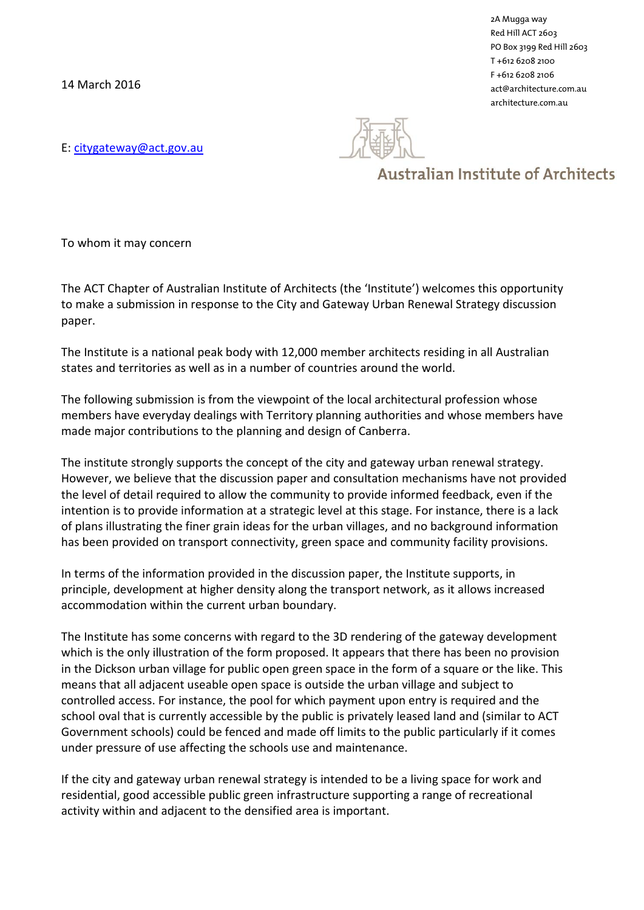2A Mugga way
Red Hill ACT 2603
PO Box 3199 Red Hill 2603
T +612 6208 2100
F +612 6208 2106
act@architecture.com.au
architecture.com.au

14 March 2016

E: citygateway@act.gov.au

Australian Institute of Architects

To whom it may concern

The ACT Chapter of Australian Institute of Architects (the 'Institute') welcomes this opportunity to make a submission in response to the City and Gateway Urban Renewal Strategy discussion paper.

The Institute is a national peak body with 12,000 member architects residing in all Australian states and territories as well as in a number of countries around the world.

The following submission is from the viewpoint of the local architectural profession whose members have everyday dealings with Territory planning authorities and whose members have made major contributions to the planning and design of Canberra.

The institute strongly supports the concept of the city and gateway urban renewal strategy. However, we believe that the discussion paper and consultation mechanisms have not provided the level of detail required to allow the community to provide informed feedback, even if the intention is to provide information at a strategic level at this stage. For instance, there is a lack of plans illustrating the finer grain ideas for the urban villages, and no background information has been provided on transport connectivity, green space and community facility provisions.

In terms of the information provided in the discussion paper, the Institute supports, in principle, development at higher density along the transport network, as it allows increased accommodation within the current urban boundary.

The Institute has some concerns with regard to the 3D rendering of the gateway development which is the only illustration of the form proposed. It appears that there has been no provision in the Dickson urban village for public open green space in the form of a square or the like. This means that all adjacent useable open space is outside the urban village and subject to controlled access. For instance, the pool for which payment upon entry is required and the school oval that is currently accessible by the public is privately leased land and (similar to ACT Government schools) could be fenced and made off limits to the public particularly if it comes under pressure of use affecting the schools use and maintenance.

If the city and gateway urban renewal strategy is intended to be a living space for work and residential, good accessible public green infrastructure supporting a range of recreational activity within and adjacent to the densified area is important.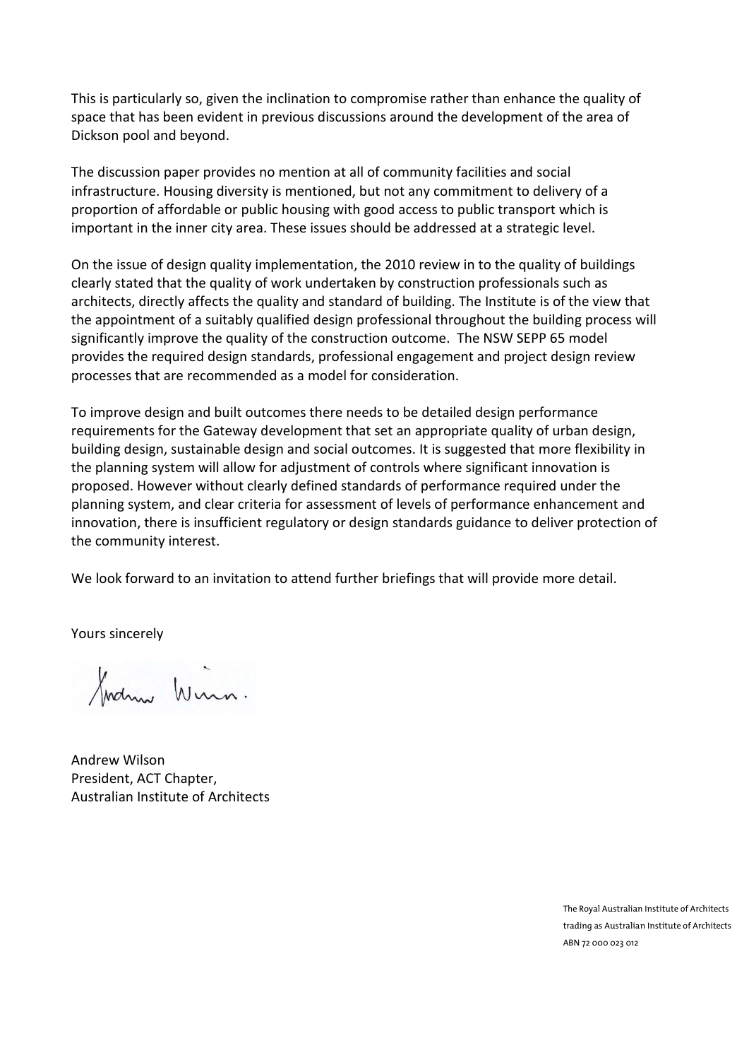This is particularly so, given the inclination to compromise rather than enhance the quality of space that has been evident in previous discussions around the development of the area of Dickson pool and beyond.

The discussion paper provides no mention at all of community facilities and social infrastructure. Housing diversity is mentioned, but not any commitment to delivery of a proportion of affordable or public housing with good access to public transport which is important in the inner city area. These issues should be addressed at a strategic level.

On the issue of design quality implementation, the 2010 review in to the quality of buildings clearly stated that the quality of work undertaken by construction professionals such as architects, directly affects the quality and standard of building. The Institute is of the view that the appointment of a suitably qualified design professional throughout the building process will significantly improve the quality of the construction outcome. The NSW SEPP 65 model provides the required design standards, professional engagement and project design review processes that are recommended as a model for consideration.

To improve design and built outcomes there needs to be detailed design performance requirements for the Gateway development that set an appropriate quality of urban design, building design, sustainable design and social outcomes. It is suggested that more flexibility in the planning system will allow for adjustment of controls where significant innovation is proposed. However without clearly defined standards of performance required under the planning system, and clear criteria for assessment of levels of performance enhancement and innovation, there is insufficient regulatory or design standards guidance to deliver protection of the community interest.

We look forward to an invitation to attend further briefings that will provide more detail.

Yours sincerely

Andrew Wilson
President, ACT Chapter,
Australian Institute of Architects

The Royal Australian Institute of Architects
trading as Australian Institute of Architects
ABN 72 000 023 012